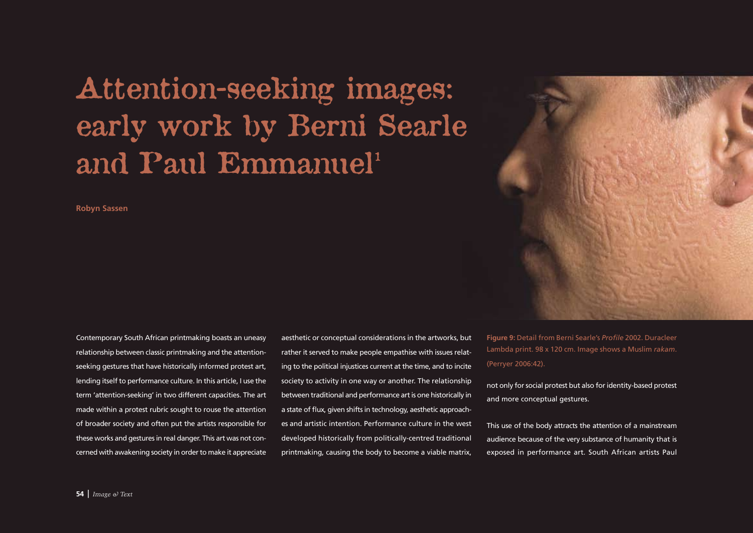# Attention-seeking images: early work by Berni Searle and Paul Emmanuel[1]

**Robyn Sassen**

Contemporary South African printmaking boasts an uneasy relationship between classic printmaking and the attention-seeking gestures that have historically informed protest art, lending itself to performance culture. In this article, I use the term 'attention-seeking' in two different capacities. The art made within a protest rubric sought to rouse the attention of broader society and often put the artists responsible for these works and gestures in real danger. This art was not concerned with awakening society in order to make it appreciate aesthetic or conceptual considerations in the artworks, but rather it served to make people empathise with issues relating to the political injustices current at the time, and to incite society to activity in one way or another. The relationship between traditional and performance art is one historically in a state of flux, given shifts in technology, aesthetic approaches and artistic intention. Performance culture in the west developed historically from politically-centred traditional printmaking, causing the body to become a viable matrix, not only for social protest but also for identity-based protest and more conceptual gestures.

**Figure 9:** Detail from Berni Searle's *Profile* 2002. Duracleer Lambda print. 98 x 120 cm. Image shows a Muslim *rakam*. (Perryer 2006:42).

This use of the body attracts the attention of a mainstream audience because of the very substance of humanity that is exposed in performance art. South African artists Paul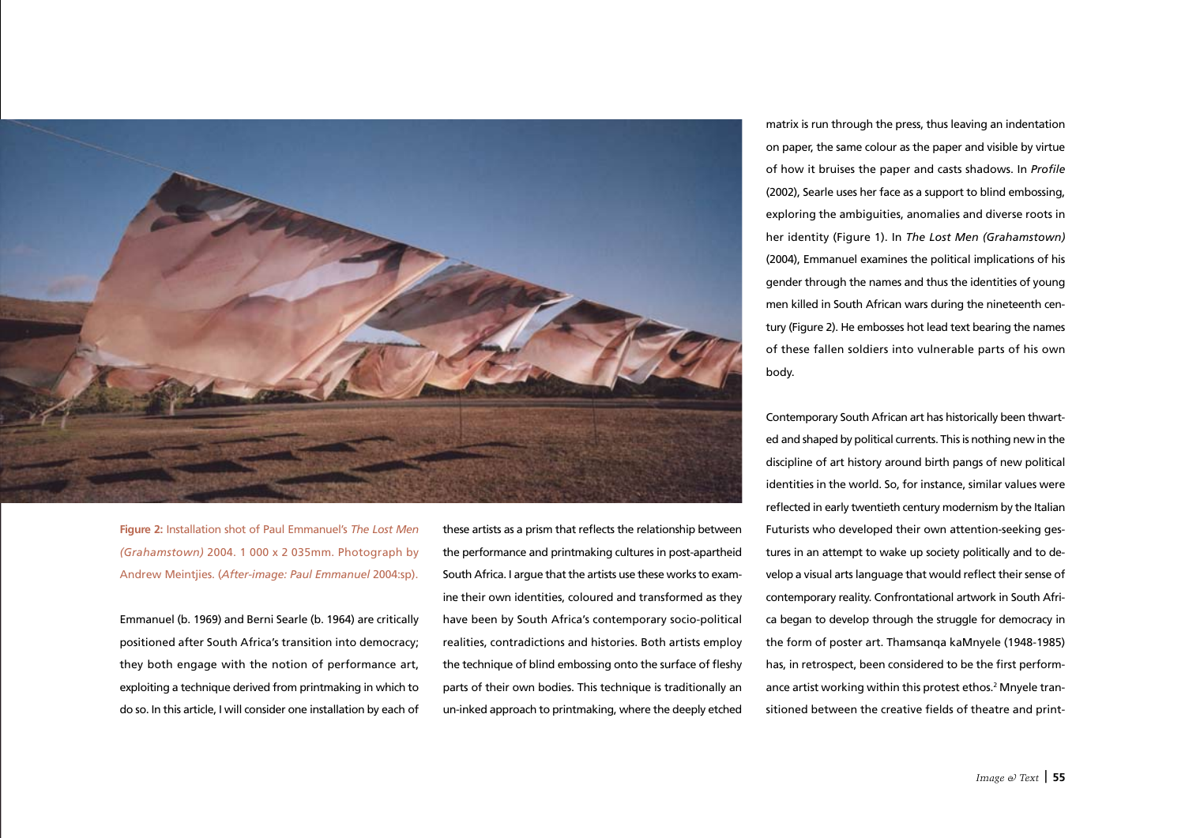**Figure 2:** Installation shot of Paul Emmanuel's *The Lost Men (Grahamstown)* 2004. 1 000 x 2 035mm. Photograph by Andrew Meintjies. (*After-image: Paul Emmanuel* 2004:sp).

Emmanuel (b. 1969) and Berni Searle (b. 1964) are critically positioned after South Africa's transition into democracy; they both engage with the notion of performance art, exploiting a technique derived from printmaking in which to do so. In this article, I will consider one installation by each of these artists as a prism that reflects the relationship between the performance and printmaking cultures in post-apartheid South Africa. I argue that the artists use these works to examine their own identities, coloured and transformed as they have been by South Africa's contemporary socio-political realities, contradictions and histories. Both artists employ the technique of blind embossing onto the surface of fleshy parts of their own bodies. This technique is traditionally an un-inked approach to printmaking, where the deeply etched matrix is run through the press, thus leaving an indentation on paper, the same colour as the paper and visible by virtue of how it bruises the paper and casts shadows. In *Profile* (2002), Searle uses her face as a support to blind embossing, exploring the ambiguities, anomalies and diverse roots in her identity (Figure 1). In *The Lost Men (Grahamstown)* (2004), Emmanuel examines the political implications of his gender through the names and thus the identities of young men killed in South African wars during the nineteenth century (Figure 2). He embosses hot lead text bearing the names of these fallen soldiers into vulnerable parts of his own body.

Contemporary South African art has historically been thwarted and shaped by political currents. This is nothing new in the discipline of art history around birth pangs of new political identities in the world. So, for instance, similar values were reflected in early twentieth century modernism by the Italian Futurists who developed their own attention-seeking gestures in an attempt to wake up society politically and to develop a visual arts language that would reflect their sense of contemporary reality. Confrontational artwork in South Africa began to develop through the struggle for democracy in the form of poster art. Thamsanqa kaMnyele (1948-1985) has, in retrospect, been considered to be the first performance artist working within this protest ethos.[2] Mnyele transitioned between the creative fields of theatre and print-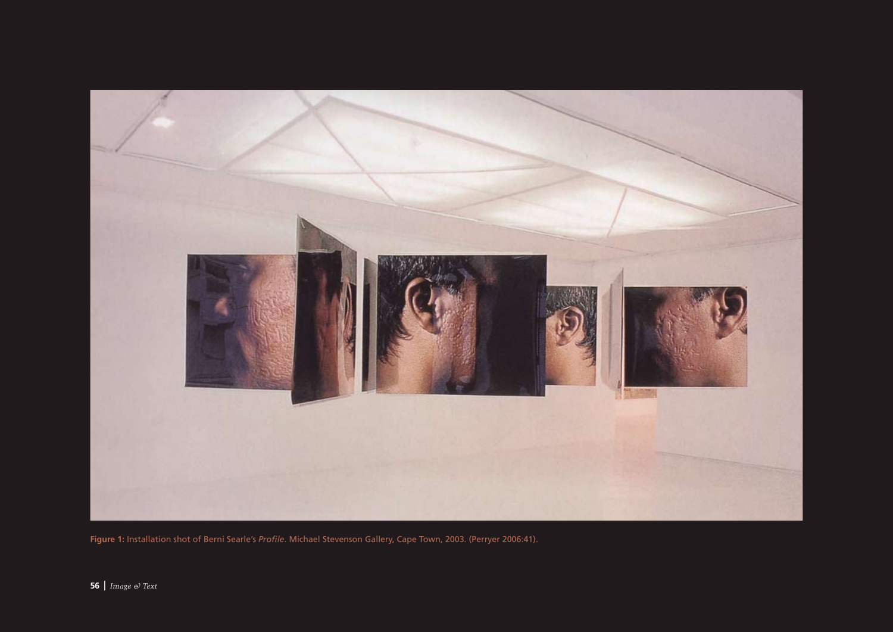**Figure 1:** Installation shot of Berni Searle's *Profile*. Michael Stevenson Gallery, Cape Town, 2003. (Perryer 2006:41).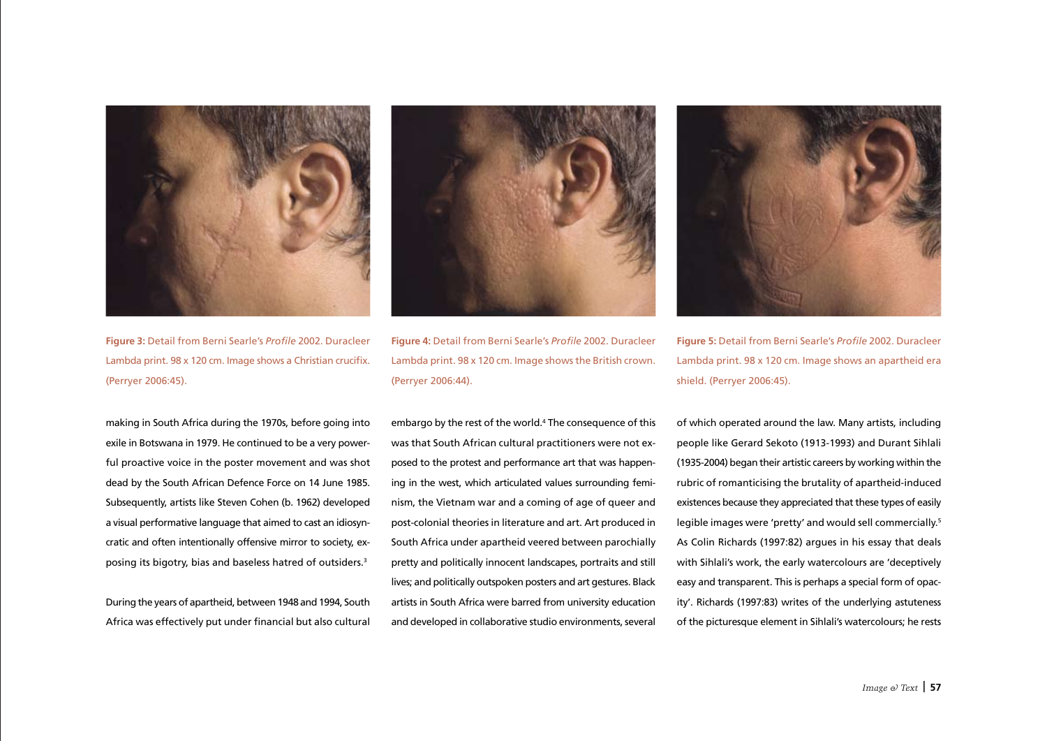**Figure 3:** Detail from Berni Searle's *Profile* 2002. Duracleer Lambda print. 98 x 120 cm. Image shows a Christian crucifix. (Perryer 2006:45).

**Figure 4:** Detail from Berni Searle's *Profile* 2002. Duracleer Lambda print. 98 x 120 cm. Image shows the British crown. (Perryer 2006:44).

**Figure 5:** Detail from Berni Searle's *Profile* 2002. Duracleer Lambda print. 98 x 120 cm. Image shows an apartheid era shield. (Perryer 2006:45).

making in South Africa during the 1970s, before going into exile in Botswana in 1979. He continued to be a very powerful proactive voice in the poster movement and was shot dead by the South African Defence Force on 14 June 1985. Subsequently, artists like Steven Cohen (b. 1962) developed a visual performative language that aimed to cast an idiosyncratic and often intentionally offensive mirror to society, exposing its bigotry, bias and baseless hatred of outsiders.[3]

During the years of apartheid, between 1948 and 1994, South Africa was effectively put under financial but also cultural embargo by the rest of the world.[4] The consequence of this was that South African cultural practitioners were not exposed to the protest and performance art that was happening in the west, which articulated values surrounding feminism, the Vietnam war and a coming of age of queer and post-colonial theories in literature and art. Art produced in South Africa under apartheid veered between parochially pretty and politically innocent landscapes, portraits and still lives; and politically outspoken posters and art gestures. Black artists in South Africa were barred from university education and developed in collaborative studio environments, several of which operated around the law. Many artists, including people like Gerard Sekoto (1913-1993) and Durant Sihlali (1935-2004) began their artistic careers by working within the rubric of romanticising the brutality of apartheid-induced existences because they appreciated that these types of easily legible images were 'pretty' and would sell commercially.[5] As Colin Richards (1997:82) argues in his essay that deals with Sihlali's work, the early watercolours are 'deceptively easy and transparent. This is perhaps a special form of opacity'. Richards (1997:83) writes of the underlying astuteness of the picturesque element in Sihlali's watercolours; he rests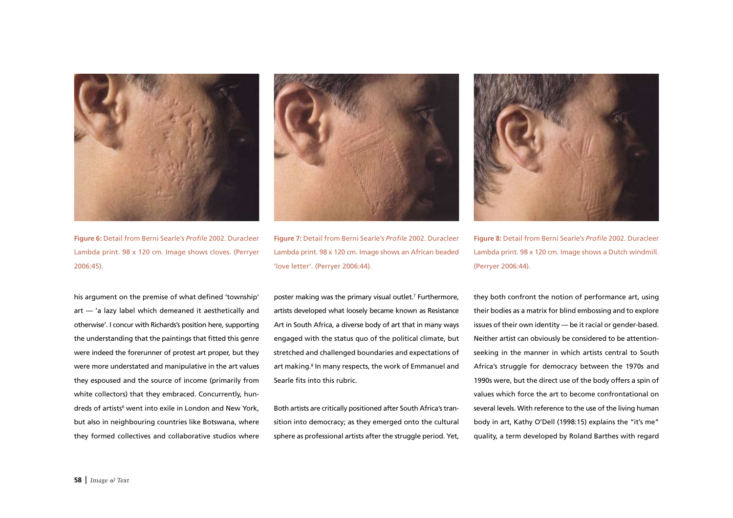**Figure 6:** Detail from Berni Searle's *Profile* 2002. Duracleer Lambda print. 98 x 120 cm. Image shows cloves. (Perryer 2006:45).

**Figure 7:** Detail from Berni Searle's *Profile* 2002. Duracleer Lambda print. 98 x 120 cm. Image shows an African beaded 'love letter'. (Perryer 2006:44).

**Figure 8:** Detail from Berni Searle's *Profile* 2002. Duracleer Lambda print. 98 x 120 cm. Image shows a Dutch windmill. (Perryer 2006:44).

his argument on the premise of what defined 'township' art — 'a lazy label which demeaned it aesthetically and otherwise'. I concur with Richards's position here, supporting the understanding that the paintings that fitted this genre were indeed the forerunner of protest art proper, but they were more understated and manipulative in the art values they espoused and the source of income (primarily from white collectors) that they embraced. Concurrently, hundreds of artists[6] went into exile in London and New York, but also in neighbouring countries like Botswana, where they formed collectives and collaborative studios where poster making was the primary visual outlet.[7] Furthermore, artists developed what loosely became known as Resistance Art in South Africa, a diverse body of art that in many ways engaged with the status quo of the political climate, but stretched and challenged boundaries and expectations of art making.[8] In many respects, the work of Emmanuel and Searle fits into this rubric.

Both artists are critically positioned after South Africa's transition into democracy; as they emerged onto the cultural sphere as professional artists after the struggle period. Yet, they both confront the notion of performance art, using their bodies as a matrix for blind embossing and to explore issues of their own identity — be it racial or gender-based. Neither artist can obviously be considered to be attention-seeking in the manner in which artists central to South Africa's struggle for democracy between the 1970s and 1990s were, but the direct use of the body offers a spin of values which force the art to become confrontational on several levels. With reference to the use of the living human body in art, Kathy O'Dell (1998:15) explains the "it's me" quality, a term developed by Roland Barthes with regard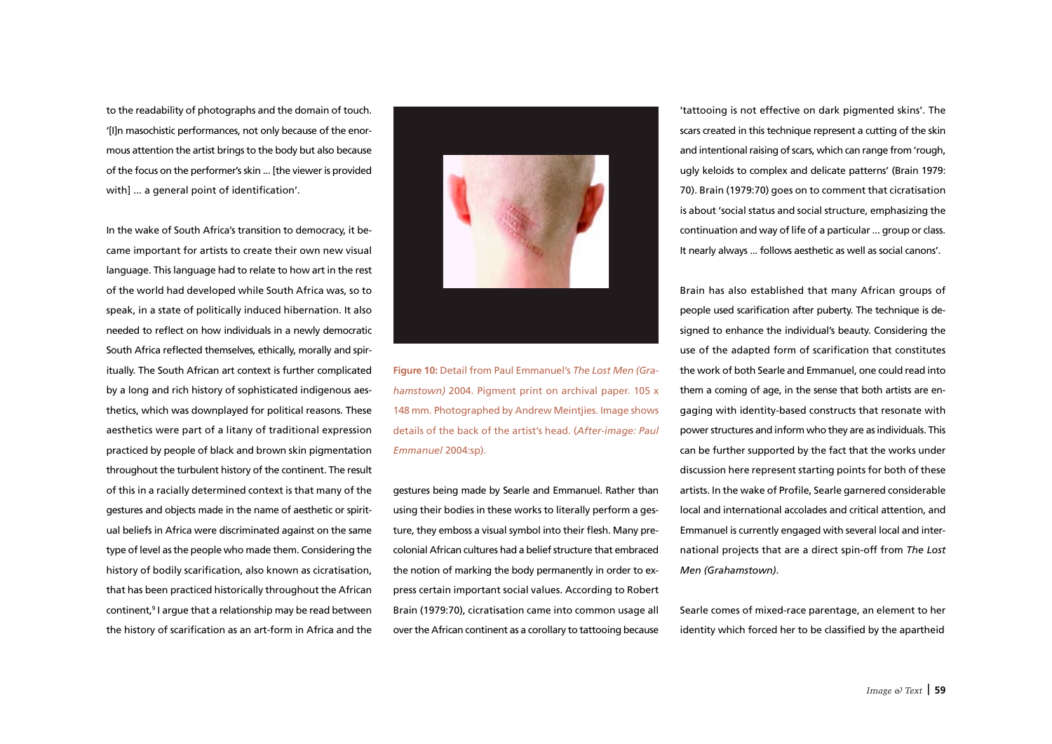to the readability of photographs and the domain of touch. '[I]n masochistic performances, not only because of the enormous attention the artist brings to the body but also because of the focus on the performer's skin ... [the viewer is provided with] ... a general point of identification'.

In the wake of South Africa's transition to democracy, it became important for artists to create their own new visual language. This language had to relate to how art in the rest of the world had developed while South Africa was, so to speak, in a state of politically induced hibernation. It also needed to reflect on how individuals in a newly democratic South Africa reflected themselves, ethically, morally and spiritually. The South African art context is further complicated by a long and rich history of sophisticated indigenous aesthetics, which was downplayed for political reasons. These aesthetics were part of a litany of traditional expression practiced by people of black and brown skin pigmentation throughout the turbulent history of the continent. The result of this in a racially determined context is that many of the gestures and objects made in the name of aesthetic or spiritual beliefs in Africa were discriminated against on the same type of level as the people who made them. Considering the history of bodily scarification, also known as cicratisation, that has been practiced historically throughout the African continent,[9] I argue that a relationship may be read between the history of scarification as an art-form in Africa and the gestures being made by Searle and Emmanuel. Rather than using their bodies in these works to literally perform a gesture, they emboss a visual symbol into their flesh. Many pre-colonial African cultures had a belief structure that embraced the notion of marking the body permanently in order to express certain important social values. According to Robert Brain (1979:70), cicratisation came into common usage all over the African continent as a corollary to tattooing because 'tattooing is not effective on dark pigmented skins'. The scars created in this technique represent a cutting of the skin and intentional raising of scars, which can range from 'rough, ugly keloids to complex and delicate patterns' (Brain 1979:70). Brain (1979:70) goes on to comment that cicratisation is about 'social status and social structure, emphasizing the continuation and way of life of a particular ... group or class. It nearly always ... follows aesthetic as well as social canons'.

**Figure 10:** Detail from Paul Emmanuel's *The Lost Men (Grahamstown)* 2004. Pigment print on archival paper. 105 x 148 mm. Photographed by Andrew Meintjies. Image shows details of the back of the artist's head. (*After-image: Paul Emmanuel* 2004:sp).

Brain has also established that many African groups of people used scarification after puberty. The technique is designed to enhance the individual's beauty. Considering the use of the adapted form of scarification that constitutes the work of both Searle and Emmanuel, one could read into them a coming of age, in the sense that both artists are engaging with identity-based constructs that resonate with power structures and inform who they are as individuals. This can be further supported by the fact that the works under discussion here represent starting points for both of these artists. In the wake of Profile, Searle garnered considerable local and international accolades and critical attention, and Emmanuel is currently engaged with several local and international projects that are a direct spin-off from *The Lost Men (Grahamstown)*.

Searle comes of mixed-race parentage, an element to her identity which forced her to be classified by the apartheid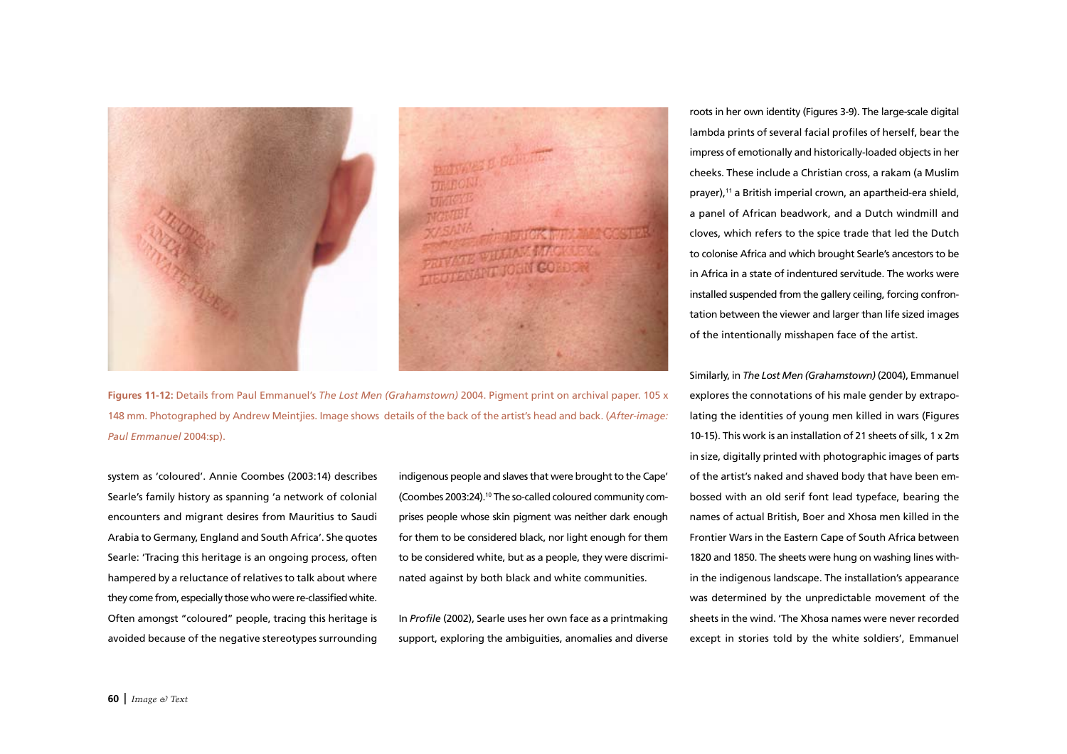**Figures 11-12:** Details from Paul Emmanuel's *The Lost Men (Grahamstown)* 2004. Pigment print on archival paper. 105 x 148 mm. Photographed by Andrew Meintjies. Image shows details of the back of the artist's head and back. (*After-image: Paul Emmanuel* 2004:sp).

system as 'coloured'. Annie Coombes (2003:14) describes Searle's family history as spanning 'a network of colonial encounters and migrant desires from Mauritius to Saudi Arabia to Germany, England and South Africa'. She quotes Searle: 'Tracing this heritage is an ongoing process, often hampered by a reluctance of relatives to talk about where they come from, especially those who were re-classified white. Often amongst "coloured" people, tracing this heritage is avoided because of the negative stereotypes surrounding indigenous people and slaves that were brought to the Cape' (Coombes 2003:24).[10] The so-called coloured community comprises people whose skin pigment was neither dark enough for them to be considered black, nor light enough for them to be considered white, but as a people, they were discriminated against by both black and white communities.

In *Profile* (2002), Searle uses her own face as a printmaking support, exploring the ambiguities, anomalies and diverse roots in her own identity (Figures 3-9). The large-scale digital lambda prints of several facial profiles of herself, bear the impress of emotionally and historically-loaded objects in her cheeks. These include a Christian cross, a rakam (a Muslim prayer),[11] a British imperial crown, an apartheid-era shield, a panel of African beadwork, and a Dutch windmill and cloves, which refers to the spice trade that led the Dutch to colonise Africa and which brought Searle's ancestors to be in Africa in a state of indentured servitude. The works were installed suspended from the gallery ceiling, forcing confrontation between the viewer and larger than life sized images of the intentionally misshapen face of the artist.

Similarly, in *The Lost Men (Grahamstown)* (2004), Emmanuel explores the connotations of his male gender by extrapolating the identities of young men killed in wars (Figures 10-15). This work is an installation of 21 sheets of silk, 1 x 2m in size, digitally printed with photographic images of parts of the artist's naked and shaved body that have been embossed with an old serif font lead typeface, bearing the names of actual British, Boer and Xhosa men killed in the Frontier Wars in the Eastern Cape of South Africa between 1820 and 1850. The sheets were hung on washing lines within the indigenous landscape. The installation's appearance was determined by the unpredictable movement of the sheets in the wind. 'The Xhosa names were never recorded except in stories told by the white soldiers', Emmanuel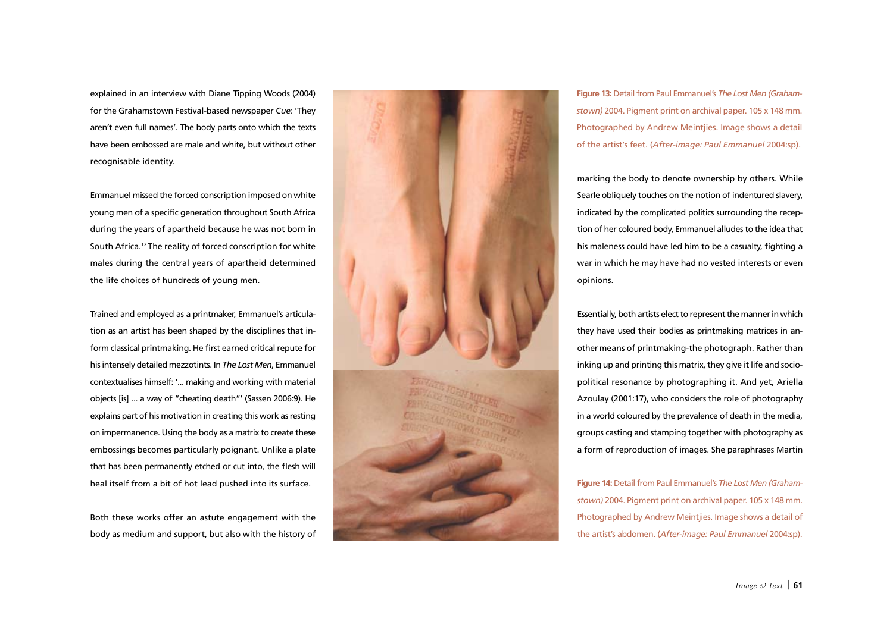explained in an interview with Diane Tipping Woods (2004) for the Grahamstown Festival-based newspaper *Cue*: 'They aren't even full names'. The body parts onto which the texts have been embossed are male and white, but without other recognisable identity.

Emmanuel missed the forced conscription imposed on white young men of a specific generation throughout South Africa during the years of apartheid because he was not born in South Africa.[12] The reality of forced conscription for white males during the central years of apartheid determined the life choices of hundreds of young men.

Trained and employed as a printmaker, Emmanuel's articulation as an artist has been shaped by the disciplines that inform classical printmaking. He first earned critical repute for his intensely detailed mezzotints. In *The Lost Men*, Emmanuel contextualises himself: '... making and working with material objects [is] ... a way of "cheating death"' (Sassen 2006:9). He explains part of his motivation in creating this work as resting on impermanence. Using the body as a matrix to create these embossings becomes particularly poignant. Unlike a plate that has been permanently etched or cut into, the flesh will heal itself from a bit of hot lead pushed into its surface.

Both these works offer an astute engagement with the body as medium and support, but also with the history of marking the body to denote ownership by others. While Searle obliquely touches on the notion of indentured slavery, indicated by the complicated politics surrounding the reception of her coloured body, Emmanuel alludes to the idea that his maleness could have led him to be a casualty, fighting a war in which he may have had no vested interests or even opinions.

Essentially, both artists elect to represent the manner in which they have used their bodies as printmaking matrices in another means of printmaking-the photograph. Rather than inking up and printing this matrix, they give it life and socio-political resonance by photographing it. And yet, Ariella Azoulay (2001:17), who considers the role of photography in a world coloured by the prevalence of death in the media, groups casting and stamping together with photography as a form of reproduction of images. She paraphrases Martin

**Figure 13:** Detail from Paul Emmanuel's *The Lost Men (Grahamstown)* 2004. Pigment print on archival paper. 105 x 148 mm. Photographed by Andrew Meintjies. Image shows a detail of the artist's feet. (*After-image: Paul Emmanuel* 2004:sp).

**Figure 14:** Detail from Paul Emmanuel's *The Lost Men (Grahamstown)* 2004. Pigment print on archival paper. 105 x 148 mm. Photographed by Andrew Meintjies. Image shows a detail of the artist's abdomen. (*After-image: Paul Emmanuel* 2004:sp).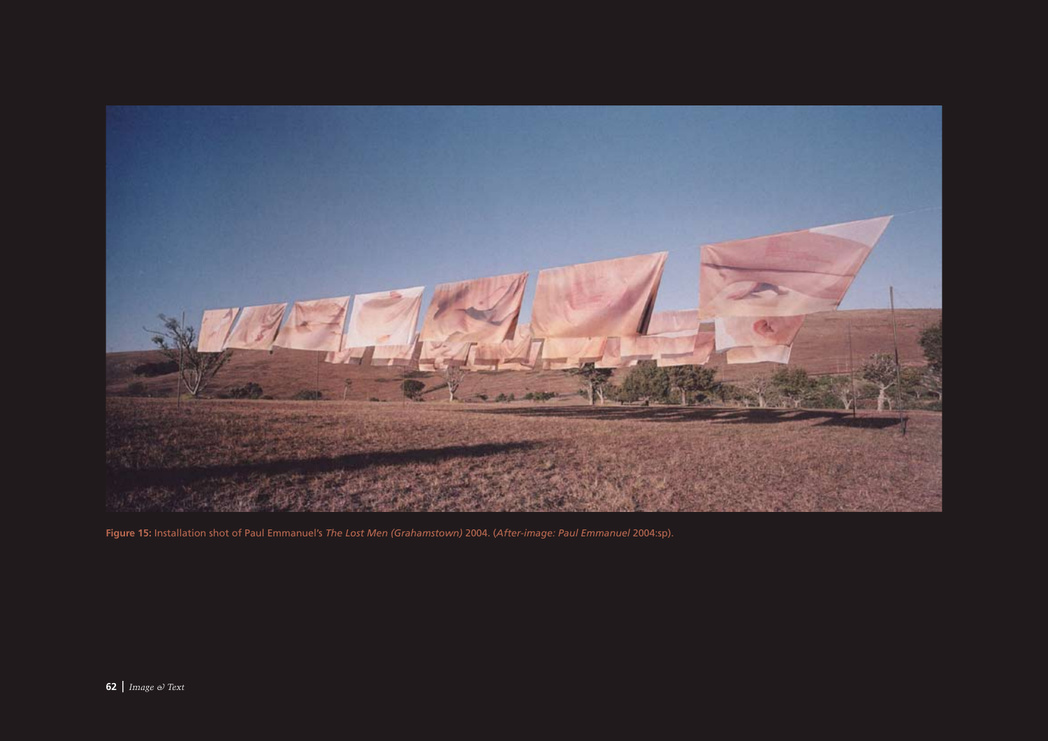**Figure 15:** Installation shot of Paul Emmanuel's *The Lost Men (Grahamstown)* 2004. (*After-image: Paul Emmanuel* 2004:sp).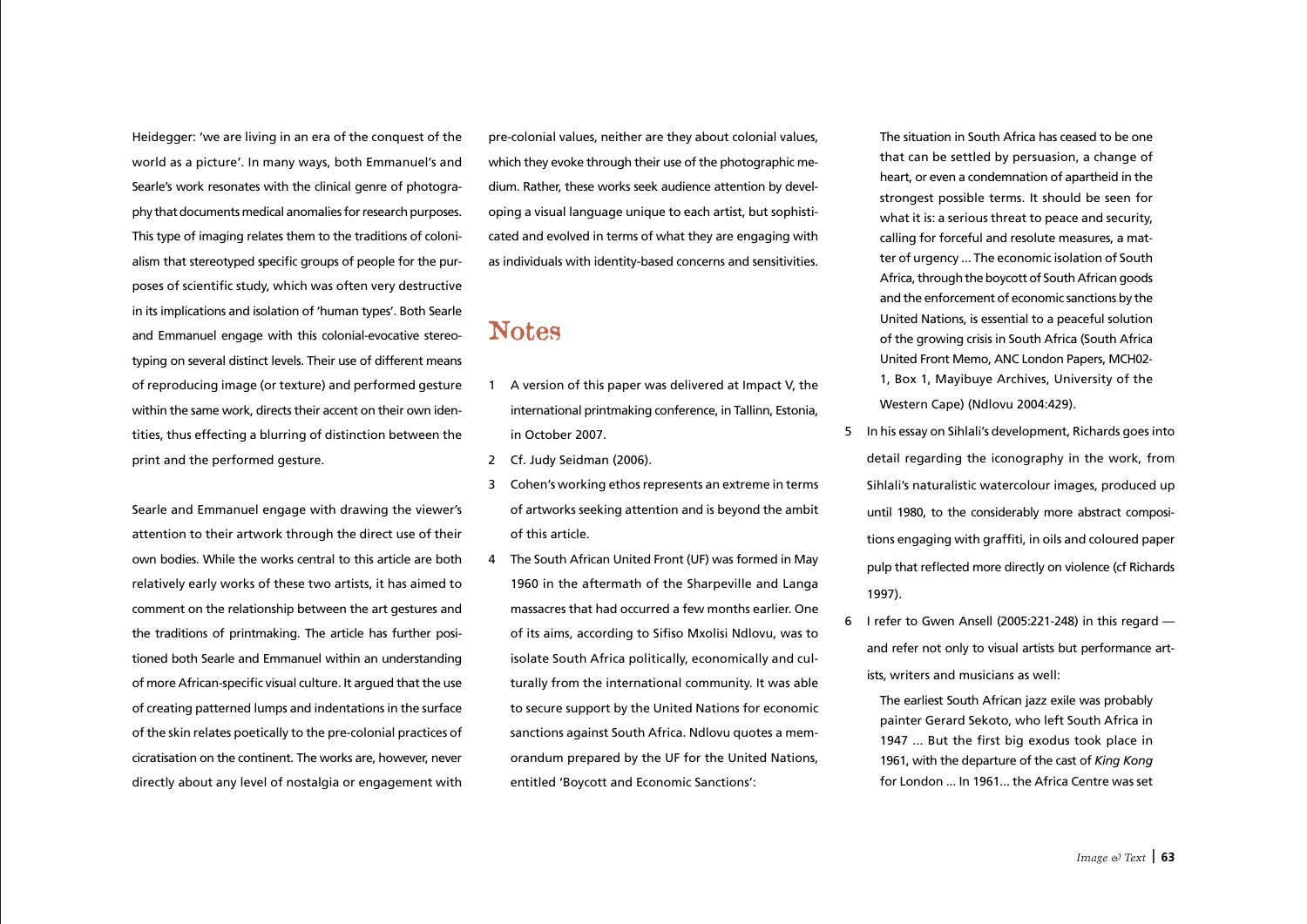Heidegger: 'we are living in an era of the conquest of the world as a picture'. In many ways, both Emmanuel's and Searle's work resonates with the clinical genre of photography that documents medical anomalies for research purposes. This type of imaging relates them to the traditions of colonialism that stereotyped specific groups of people for the purposes of scientific study, which was often very destructive in its implications and isolation of 'human types'. Both Searle and Emmanuel engage with this colonial-evocative stereotyping on several distinct levels. Their use of different means of reproducing image (or texture) and performed gesture within the same work, directs their accent on their own identities, thus effecting a blurring of distinction between the print and the performed gesture.

Searle and Emmanuel engage with drawing the viewer's attention to their artwork through the direct use of their own bodies. While the works central to this article are both relatively early works of these two artists, it has aimed to comment on the relationship between the art gestures and the traditions of printmaking. The article has further positioned both Searle and Emmanuel within an understanding of more African-specific visual culture. It argued that the use of creating patterned lumps and indentations in the surface of the skin relates poetically to the pre-colonial practices of cicratisation on the continent. The works are, however, never directly about any level of nostalgia or engagement with pre-colonial values, neither are they about colonial values, which they evoke through their use of the photographic medium. Rather, these works seek audience attention by developing a visual language unique to each artist, but sophisticated and evolved in terms of what they are engaging with as individuals with identity-based concerns and sensitivities.

## Notes

1. A version of this paper was delivered at Impact V, the international printmaking conference, in Tallinn, Estonia, in October 2007.
2. Cf. Judy Seidman (2006).
3. Cohen's working ethos represents an extreme in terms of artworks seeking attention and is beyond the ambit of this article.
4. The South African United Front (UF) was formed in May 1960 in the aftermath of the Sharpeville and Langa massacres that had occurred a few months earlier. One of its aims, according to Sifiso Mxolisi Ndlovu, was to isolate South Africa politically, economically and culturally from the international community. It was able to secure support by the United Nations for economic sanctions against South Africa. Ndlovu quotes a memorandum prepared by the UF for the United Nations, entitled 'Boycott and Economic Sanctions':

   > The situation in South Africa has ceased to be one that can be settled by persuasion, a change of heart, or even a condemnation of apartheid in the strongest possible terms. It should be seen for what it is: a serious threat to peace and security, calling for forceful and resolute measures, a matter of urgency ... The economic isolation of South Africa, through the boycott of South African goods and the enforcement of economic sanctions by the United Nations, is essential to a peaceful solution of the growing crisis in South Africa (South Africa United Front Memo, ANC London Papers, MCH02-1, Box 1, Mayibuye Archives, University of the Western Cape) (Ndlovu 2004:429).

5. In his essay on Sihlali's development, Richards goes into detail regarding the iconography in the work, from Sihlali's naturalistic watercolour images, produced up until 1980, to the considerably more abstract compositions engaging with graffiti, in oils and coloured paper pulp that reflected more directly on violence (cf Richards 1997).
6. I refer to Gwen Ansell (2005:221-248) in this regard — and refer not only to visual artists but performance artists, writers and musicians as well:

   > The earliest South African jazz exile was probably painter Gerard Sekoto, who left South Africa in 1947 ... But the first big exodus took place in 1961, with the departure of the cast of *King Kong* for London ... In 1961... the Africa Centre was set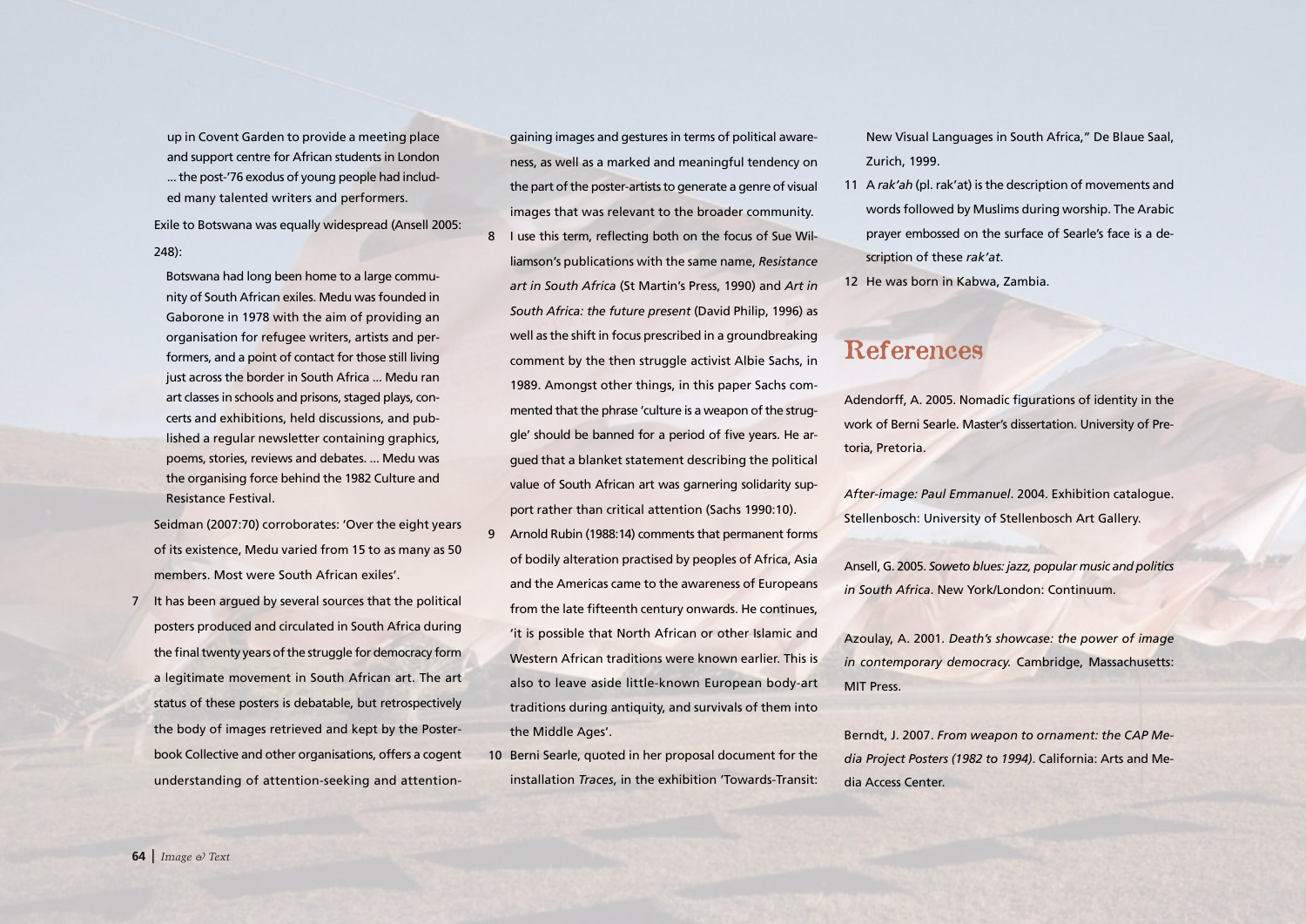> up in Covent Garden to provide a meeting place and support centre for African students in London ... the post-'76 exodus of young people had included many talented writers and performers.

Exile to Botswana was equally widespread (Ansell 2005: 248):

> Botswana had long been home to a large community of South African exiles. Medu was founded in Gaborone in 1978 with the aim of providing an organisation for refugee writers, artists and performers, and a point of contact for those still living just across the border in South Africa ... Medu ran art classes in schools and prisons, staged plays, concerts and exhibitions, held discussions, and published a regular newsletter containing graphics, poems, stories, reviews and debates. ... Medu was the organising force behind the 1982 Culture and Resistance Festival.

Seidman (2007:70) corroborates: 'Over the eight years of its existence, Medu varied from 15 to as many as 50 members. Most were South African exiles'.

7 It has been argued by several sources that the political posters produced and circulated in South Africa during the final twenty years of the struggle for democracy form a legitimate movement in South African art. The art status of these posters is debatable, but retrospectively the body of images retrieved and kept by the Posterbook Collective and other organisations, offers a cogent understanding of attention-seeking and attention-gaining images and gestures in terms of political awareness, as well as a marked and meaningful tendency on the part of the poster-artists to generate a genre of visual images that was relevant to the broader community.

8 I use this term, reflecting both on the focus of Sue Williamson's publications with the same name, *Resistance art in South Africa* (St Martin's Press, 1990) and *Art in South Africa: the future present* (David Philip, 1996) as well as the shift in focus prescribed in a groundbreaking comment by the then struggle activist Albie Sachs, in 1989. Amongst other things, in this paper Sachs commented that the phrase 'culture is a weapon of the struggle' should be banned for a period of five years. He argued that a blanket statement describing the political value of South African art was garnering solidarity support rather than critical attention (Sachs 1990:10).

9 Arnold Rubin (1988:14) comments that permanent forms of bodily alteration practised by peoples of Africa, Asia and the Americas came to the awareness of Europeans from the late fifteenth century onwards. He continues, 'it is possible that North African or other Islamic and Western African traditions were known earlier. This is also to leave aside little-known European body-art traditions during antiquity, and survivals of them into the Middle Ages'.

10 Berni Searle, quoted in her proposal document for the installation *Traces*, in the exhibition 'Towards-Transit: New Visual Languages in South Africa," De Blaue Saal, Zurich, 1999.

11 A *rak'ah* (pl. rak'at) is the description of movements and words followed by Muslims during worship. The Arabic prayer embossed on the surface of Searle's face is a description of these *rak'at*.

12 He was born in Kabwa, Zambia.

# References

Adendorff, A. 2005. Nomadic figurations of identity in the work of Berni Searle. Master's dissertation. University of Pretoria, Pretoria.

*After-image: Paul Emmanuel*. 2004. Exhibition catalogue. Stellenbosch: University of Stellenbosch Art Gallery.

Ansell, G. 2005. *Soweto blues: jazz, popular music and politics in South Africa*. New York/London: Continuum.

Azoulay, A. 2001. *Death's showcase: the power of image in contemporary democracy.* Cambridge, Massachusetts: MIT Press.

Berndt, J. 2007. *From weapon to ornament: the CAP Media Project Posters (1982 to 1994)*. California: Arts and Media Access Center.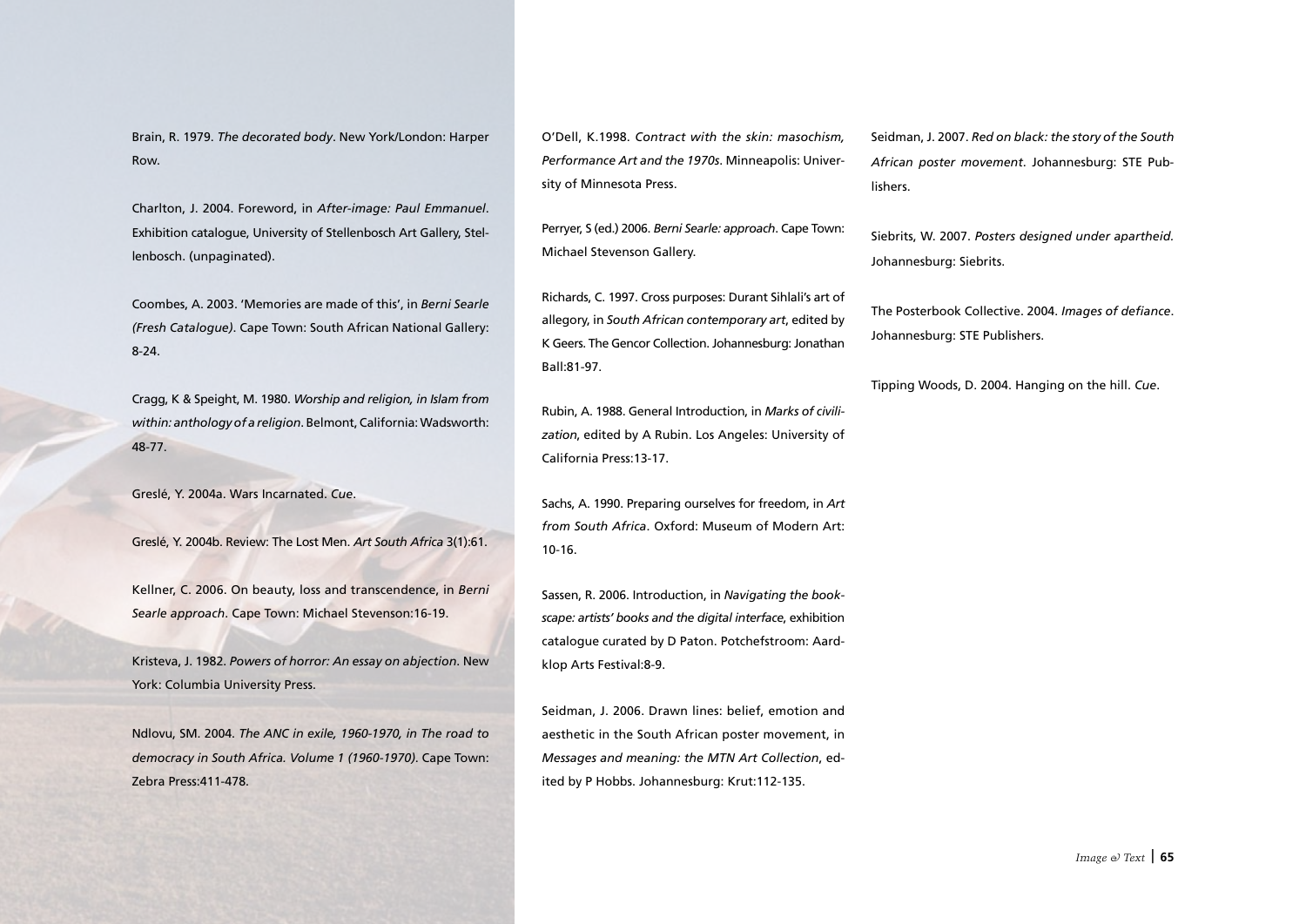Brain, R. 1979. *The decorated body*. New York/London: Harper Row.

Charlton, J. 2004. Foreword, in *After-image: Paul Emmanuel*. Exhibition catalogue, University of Stellenbosch Art Gallery, Stellenbosch. (unpaginated).

Coombes, A. 2003. 'Memories are made of this', in *Berni Searle (Fresh Catalogue)*. Cape Town: South African National Gallery: 8-24.

Cragg, K & Speight, M. 1980. *Worship and religion, in Islam from within: anthology of a religion*. Belmont, California: Wadsworth: 48-77.

Greslé, Y. 2004a. Wars Incarnated. *Cue*.

Greslé, Y. 2004b. Review: The Lost Men. *Art South Africa* 3(1):61.

Kellner, C. 2006. On beauty, loss and transcendence, in *Berni Searle approach*. Cape Town: Michael Stevenson:16-19.

Kristeva, J. 1982. *Powers of horror: An essay on abjection*. New York: Columbia University Press.

Ndlovu, SM. 2004. *The ANC in exile, 1960-1970, in The road to democracy in South Africa. Volume 1 (1960-1970)*. Cape Town: Zebra Press:411-478.

O'Dell, K.1998. *Contract with the skin: masochism, Performance Art and the 1970s*. Minneapolis: University of Minnesota Press.

Perryer, S (ed.) 2006. *Berni Searle: approach*. Cape Town: Michael Stevenson Gallery.

Richards, C. 1997. Cross purposes: Durant Sihlali's art of allegory, in *South African contemporary art*, edited by K Geers. The Gencor Collection. Johannesburg: Jonathan Ball:81-97.

Rubin, A. 1988. General Introduction, in *Marks of civilization*, edited by A Rubin. Los Angeles: University of California Press:13-17.

Sachs, A. 1990. Preparing ourselves for freedom, in *Art from South Africa*. Oxford: Museum of Modern Art: 10-16.

Sassen, R. 2006. Introduction, in *Navigating the bookscape: artists' books and the digital interface*, exhibition catalogue curated by D Paton. Potchefstroom: Aardklop Arts Festival:8-9.

Seidman, J. 2006. Drawn lines: belief, emotion and aesthetic in the South African poster movement, in *Messages and meaning: the MTN Art Collection*, edited by P Hobbs. Johannesburg: Krut:112-135.

Seidman, J. 2007. *Red on black: the story of the South African poster movement*. Johannesburg: STE Publishers.

Siebrits, W. 2007. *Posters designed under apartheid.* Johannesburg: Siebrits.

The Posterbook Collective. 2004. *Images of defiance*. Johannesburg: STE Publishers.

Tipping Woods, D. 2004. Hanging on the hill. *Cue*.